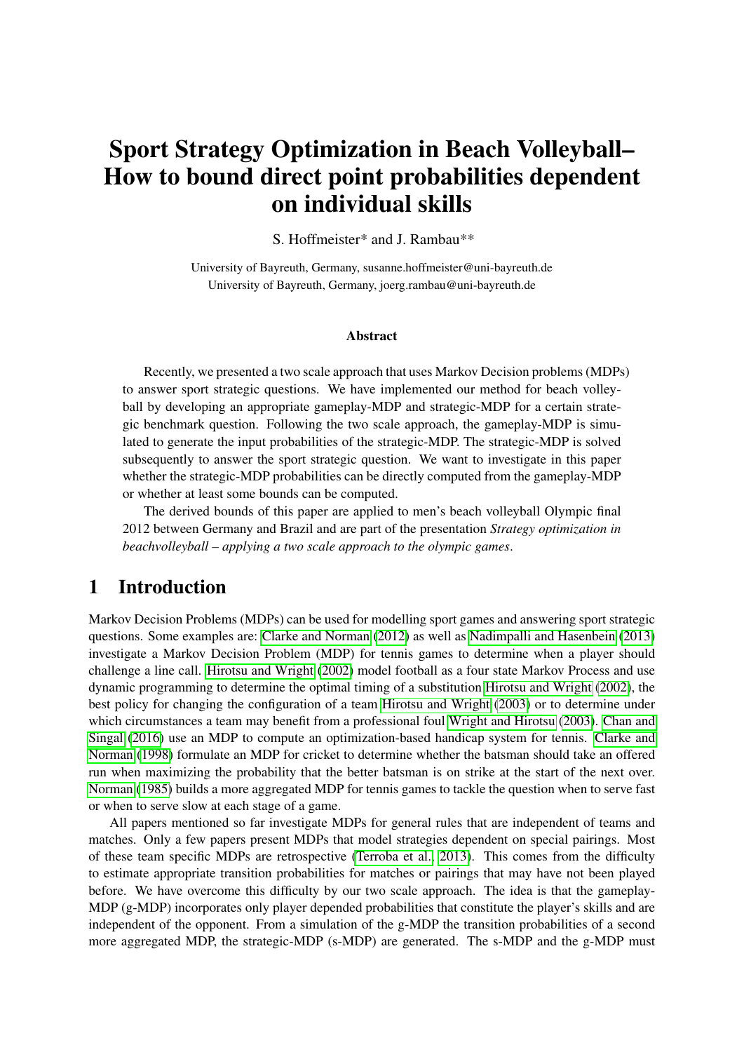# Sport Strategy Optimization in Beach Volleyball– How to bound direct point probabilities dependent on individual skills

S. Hoffmeister* and J. Rambau**

University of Bayreuth, Germany, susanne.hoffmeister@uni-bayreuth.de
University of Bayreuth, Germany, joerg.rambau@uni-bayreuth.de

### Abstract

Recently, we presented a two scale approach that uses Markov Decision problems (MDPs) to answer sport strategic questions. We have implemented our method for beach volleyball by developing an appropriate gameplay-MDP and strategic-MDP for a certain strategic benchmark question. Following the two scale approach, the gameplay-MDP is simulated to generate the input probabilities of the strategic-MDP. The strategic-MDP is solved subsequently to answer the sport strategic question. We want to investigate in this paper whether the strategic-MDP probabilities can be directly computed from the gameplay-MDP or whether at least some bounds can be computed.

The derived bounds of this paper are applied to men's beach volleyball Olympic final 2012 between Germany and Brazil and are part of the presentation *Strategy optimization in beachvolleyball – applying a two scale approach to the olympic games*.

## 1 Introduction

Markov Decision Problems (MDPs) can be used for modelling sport games and answering sport strategic questions. Some examples are: Clarke and Norman (2012) as well as Nadimpalli and Hasenbein (2013) investigate a Markov Decision Problem (MDP) for tennis games to determine when a player should challenge a line call. Hirotsu and Wright (2002) model football as a four state Markov Process and use dynamic programming to determine the optimal timing of a substitution Hirotsu and Wright (2002), the best policy for changing the configuration of a team Hirotsu and Wright (2003) or to determine under which circumstances a team may benefit from a professional foul Wright and Hirotsu (2003). Chan and Singal (2016) use an MDP to compute an optimization-based handicap system for tennis. Clarke and Norman (1998) formulate an MDP for cricket to determine whether the batsman should take an offered run when maximizing the probability that the better batsman is on strike at the start of the next over. Norman (1985) builds a more aggregated MDP for tennis games to tackle the question when to serve fast or when to serve slow at each stage of a game.

All papers mentioned so far investigate MDPs for general rules that are independent of teams and matches. Only a few papers present MDPs that model strategies dependent on special pairings. Most of these team specific MDPs are retrospective (Terroba et al., 2013). This comes from the difficulty to estimate appropriate transition probabilities for matches or pairings that may have not been played before. We have overcome this difficulty by our two scale approach. The idea is that the gameplay-MDP (g-MDP) incorporates only player depended probabilities that constitute the player's skills and are independent of the opponent. From a simulation of the g-MDP the transition probabilities of a second more aggregated MDP, the strategic-MDP (s-MDP) are generated. The s-MDP and the g-MDP must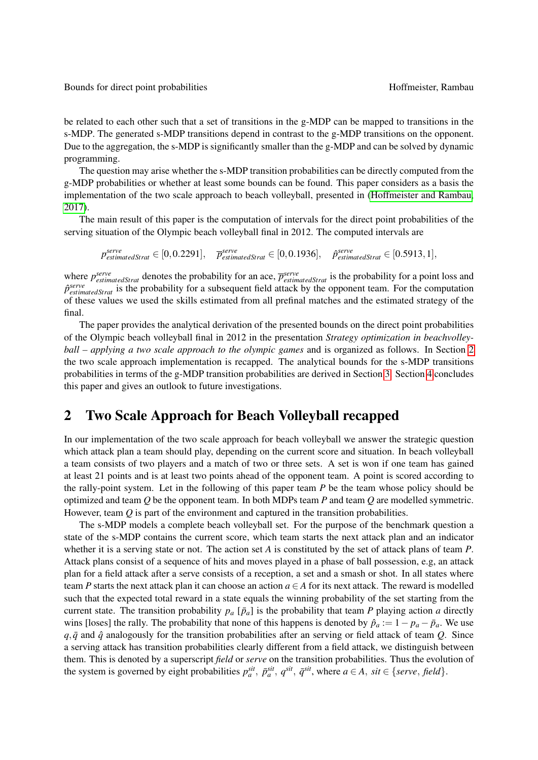be related to each other such that a set of transitions in the g-MDP can be mapped to transitions in the s-MDP. The generated s-MDP transitions depend in contrast to the g-MDP transitions on the opponent. Due to the aggregation, the s-MDP is significantly smaller than the g-MDP and can be solved by dynamic programming.

The question may arise whether the s-MDP transition probabilities can be directly computed from the g-MDP probabilities or whether at least some bounds can be found. This paper considers as a basis the implementation of the two scale approach to beach volleyball, presented in (Hoffmeister and Rambau, 2017).

The main result of this paper is the computation of intervals for the direct point probabilities of the serving situation of the Olympic beach volleyball final in 2012. The computed intervals are

$$p^{serve}_{estimatedStrat} \in [0, 0.2291], \quad \overline{p}^{serve}_{estimatedStrat} \in [0, 0.1936], \quad \hat{p}^{serve}_{estimatedStrat} \in [0.5913, 1],$$

where $p^{serve}_{estimatedStrat}$ denotes the probability for an ace, $\overline{p}^{serve}_{estimatedStrat}$ is the probability for a point loss and $\hat{p}^{serve}_{estimatedStrat}$ is the probability for a subsequent field attack by the opponent team. For the computation of these values we used the skills estimated from all prefinal matches and the estimated strategy of the final.

The paper provides the analytical derivation of the presented bounds on the direct point probabilities of the Olympic beach volleyball final in 2012 in the presentation *Strategy optimization in beachvolleyball – applying a two scale approach to the olympic games* and is organized as follows. In Section 2 the two scale approach implementation is recapped. The analytical bounds for the s-MDP transitions probabilities in terms of the g-MDP transition probabilities are derived in Section 3. Section 4 concludes this paper and gives an outlook to future investigations.

## 2 Two Scale Approach for Beach Volleyball recapped

In our implementation of the two scale approach for beach volleyball we answer the strategic question which attack plan a team should play, depending on the current score and situation. In beach volleyball a team consists of two players and a match of two or three sets. A set is won if one team has gained at least 21 points and is at least two points ahead of the opponent team. A point is scored according to the rally-point system. Let in the following of this paper team $P$ be the team whose policy should be optimized and team $Q$ be the opponent team. In both MDPs team $P$ and team $Q$ are modelled symmetric. However, team $Q$ is part of the environment and captured in the transition probabilities.

The s-MDP models a complete beach volleyball set. For the purpose of the benchmark question a state of the s-MDP contains the current score, which team starts the next attack plan and an indicator whether it is a serving state or not. The action set $A$ is constituted by the set of attack plans of team $P$. Attack plans consist of a sequence of hits and moves played in a phase of ball possession, e.g, an attack plan for a field attack after a serve consists of a reception, a set and a smash or shot. In all states where team $P$ starts the next attack plan it can choose an action $a \in A$ for its next attack. The reward is modelled such that the expected total reward in a state equals the winning probability of the set starting from the current state. The transition probability $p_a$ [$\bar{p}_a$] is the probability that team $P$ playing action $a$ directly wins [loses] the rally. The probability that none of this happens is denoted by $\hat{p}_a := 1 - p_a - \bar{p}_a$. We use $q, \bar{q}$ and $\hat{q}$ analogously for the transition probabilities after an serving or field attack of team $Q$. Since a serving attack has transition probabilities clearly different from a field attack, we distinguish between them. This is denoted by a superscript *field* or *serve* on the transition probabilities. Thus the evolution of the system is governed by eight probabilities $p^{sit}_a$, $\bar{p}^{sit}_a$, $q^{sit}$, $\bar{q}^{sit}$, where $a \in A$, $sit \in \{serve, field\}$.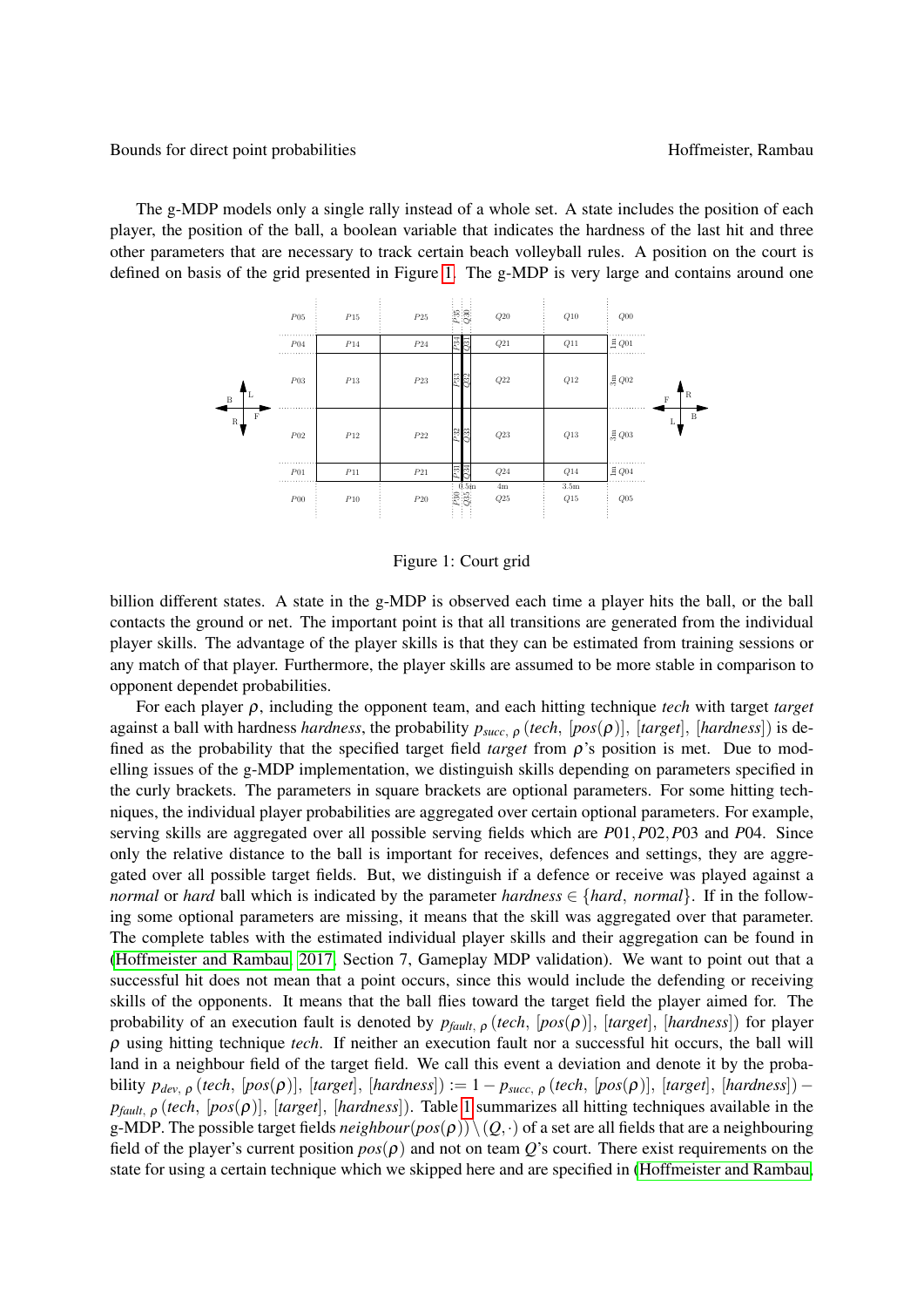The g-MDP models only a single rally instead of a whole set. A state includes the position of each player, the position of the ball, a boolean variable that indicates the hardness of the last hit and three other parameters that are necessary to track certain beach volleyball rules. A position on the court is defined on basis of the grid presented in Figure 1. The g-MDP is very large and contains around one billion different states. A state in the g-MDP is observed each time a player hits the ball, or the ball contacts the ground or net. The important point is that all transitions are generated from the individual player skills. The advantage of the player skills is that they can be estimated from training sessions or any match of that player. Furthermore, the player skills are assumed to be more stable in comparison to opponent dependet probabilities.

Figure 1: Court grid

For each player $\rho$, including the opponent team, and each hitting technique *tech* with target *target* against a ball with hardness *hardness*, the probability $p_{succ,\ \rho}(tech,\ [pos(\rho)],\ [target],\ [hardness])$ is defined as the probability that the specified target field *target* from $\rho$'s position is met. Due to modelling issues of the g-MDP implementation, we distinguish skills depending on parameters specified in the curly brackets. The parameters in square brackets are optional parameters. For some hitting techniques, the individual player probabilities are aggregated over certain optional parameters. For example, serving skills are aggregated over all possible serving fields which are $P01, P02, P03$ and $P04$. Since only the relative distance to the ball is important for receives, defences and settings, they are aggregated over all possible target fields. But, we distinguish if a defence or receive was played against a *normal* or *hard* ball which is indicated by the parameter $hardness \in \{hard,\ normal\}$. If in the following some optional parameters are missing, it means that the skill was aggregated over that parameter. The complete tables with the estimated individual player skills and their aggregation can be found in (Hoffmeister and Rambau, 2017, Section 7, Gameplay MDP validation). We want to point out that a successful hit does not mean that a point occurs, since this would include the defending or receiving skills of the opponents. It means that the ball flies toward the target field the player aimed for. The probability of an execution fault is denoted by $p_{fault,\ \rho}(tech,\ [pos(\rho)],\ [target],\ [hardness])$ for player $\rho$ using hitting technique *tech*. If neither an execution fault nor a successful hit occurs, the ball will land in a neighbour field of the target field. We call this event a deviation and denote it by the probability $p_{dev,\ \rho}(tech,\ [pos(\rho)],\ [target],\ [hardness]) := 1 - p_{succ,\ \rho}(tech,\ [pos(\rho)],\ [target],\ [hardness]) - p_{fault,\ \rho}(tech,\ [pos(\rho)],\ [target],\ [hardness])$. Table 1 summarizes all hitting techniques available in the g-MDP. The possible target fields $neighbour(pos(\rho)) \setminus (Q, \cdot)$ of a set are all fields that are a neighbouring field of the player's current position $pos(\rho)$ and not on team $Q$'s court. There exist requirements on the state for using a certain technique which we skipped here and are specified in (Hoffmeister and Rambau,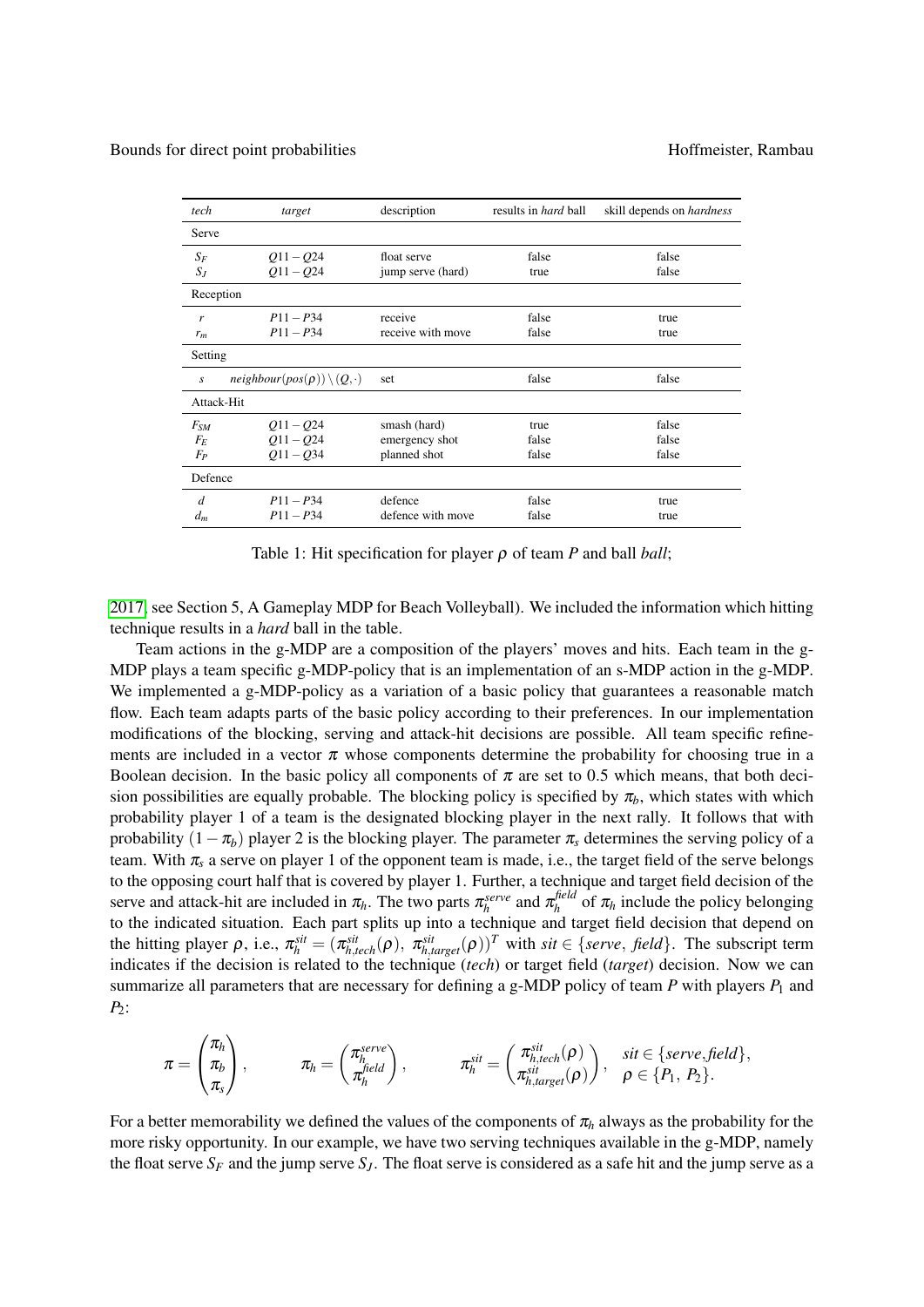| *tech* | *target* | description | results in *hard* ball | skill depends on *hardness* |
|---|---|---|---|---|
| Serve | | | | |
| $S_F$ | $Q11 - Q24$ | float serve | false | false |
| $S_J$ | $Q11 - Q24$ | jump serve (hard) | true | false |
| Reception | | | | |
| $r$ | $P11 - P34$ | receive | false | true |
| $r_m$ | $P11 - P34$ | receive with move | false | true |
| Setting | | | | |
| $s$ | $neighbour(pos(\rho)) \setminus (Q, \cdot)$ | set | false | false |
| Attack-Hit | | | | |
| $F_{SM}$ | $Q11 - Q24$ | smash (hard) | true | false |
| $F_E$ | $Q11 - Q24$ | emergency shot | false | false |
| $F_P$ | $Q11 - Q34$ | planned shot | false | false |
| Defence | | | | |
| $d$ | $P11 - P34$ | defence | false | true |
| $d_m$ | $P11 - P34$ | defence with move | false | true |

Table 1: Hit specification for player $\rho$ of team $P$ and ball *ball*;

2017, see Section 5, A Gameplay MDP for Beach Volleyball). We included the information which hitting technique results in a *hard* ball in the table.

Team actions in the g-MDP are a composition of the players' moves and hits. Each team in the g-MDP plays a team specific g-MDP-policy that is an implementation of an s-MDP action in the g-MDP. We implemented a g-MDP-policy as a variation of a basic policy that guarantees a reasonable match flow. Each team adapts parts of the basic policy according to their preferences. In our implementation modifications of the blocking, serving and attack-hit decisions are possible. All team specific refinements are included in a vector $\pi$ whose components determine the probability for choosing true in a Boolean decision. In the basic policy all components of $\pi$ are set to 0.5 which means, that both decision possibilities are equally probable. The blocking policy is specified by $\pi_b$, which states with which probability player 1 of a team is the designated blocking player in the next rally. It follows that with probability $(1 - \pi_b)$ player 2 is the blocking player. The parameter $\pi_s$ determines the serving policy of a team. With $\pi_s$ a serve on player 1 of the opponent team is made, i.e., the target field of the serve belongs to the opposing court half that is covered by player 1. Further, a technique and target field decision of the serve and attack-hit are included in $\pi_h$. The two parts $\pi_h^{serve}$ and $\pi_h^{field}$ of $\pi_h$ include the policy belonging to the indicated situation. Each part splits up into a technique and target field decision that depend on the hitting player $\rho$, i.e., $\pi_h^{sit} = (\pi_{h,tech}^{sit}(\rho),\ \pi_{h,target}^{sit}(\rho))^T$ with $sit \in \{serve,\ field\}$. The subscript term indicates if the decision is related to the technique (*tech*) or target field (*target*) decision. Now we can summarize all parameters that are necessary for defining a g-MDP policy of team $P$ with players $P_1$ and $P_2$:

$$\pi = \begin{pmatrix} \pi_h \\ \pi_b \\ \pi_s \end{pmatrix}, \qquad \pi_h = \begin{pmatrix} \pi_h^{serve} \\ \pi_h^{field} \end{pmatrix}, \qquad \pi_h^{sit} = \begin{pmatrix} \pi_{h,tech}^{sit}(\rho) \\ \pi_{h,target}^{sit}(\rho) \end{pmatrix}, \quad \begin{matrix} sit \in \{serve, field\}, \\ \rho \in \{P_1,\ P_2\}. \end{matrix}$$

For a better memorability we defined the values of the components of $\pi_h$ always as the probability for the more risky opportunity. In our example, we have two serving techniques available in the g-MDP, namely the float serve $S_F$ and the jump serve $S_J$. The float serve is considered as a safe hit and the jump serve as a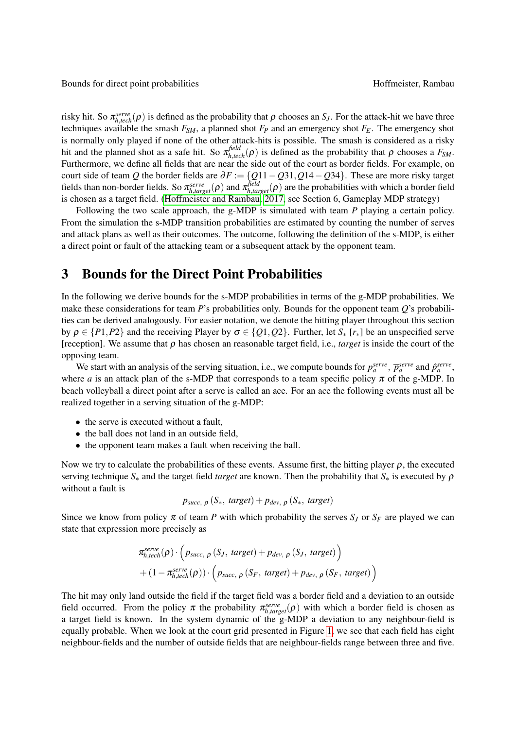risky hit. So $\pi^{serve}_{h,tech}(\rho)$ is defined as the probability that $\rho$ chooses an $S_J$. For the attack-hit we have three techniques available the smash $F_{SM}$, a planned shot $F_P$ and an emergency shot $F_E$. The emergency shot is normally only played if none of the other attack-hits is possible. The smash is considered as a risky hit and the planned shot as a safe hit. So $\pi^{field}_{h,tech}(\rho)$ is defined as the probability that $\rho$ chooses a $F_{SM}$. Furthermore, we define all fields that are near the side out of the court as border fields. For example, on court side of team $Q$ the border fields are $\partial F := \{Q11 - Q31, Q14 - Q34\}$. These are more risky target fields than non-border fields. So $\pi^{serve}_{h,target}(\rho)$ and $\pi^{field}_{h,target}(\rho)$ are the probabilities with which a border field is chosen as a target field. (Hoffmeister and Rambau, 2017, see Section 6, Gameplay MDP strategy)

Following the two scale approach, the g-MDP is simulated with team $P$ playing a certain policy. From the simulation the s-MDP transition probabilities are estimated by counting the number of serves and attack plans as well as their outcomes. The outcome, following the definition of the s-MDP, is either a direct point or fault of the attacking team or a subsequent attack by the opponent team.

## 3 Bounds for the Direct Point Probabilities

In the following we derive bounds for the s-MDP probabilities in terms of the g-MDP probabilities. We make these considerations for team $P$'s probabilities only. Bounds for the opponent team $Q$'s probabilities can be derived analogously. For easier notation, we denote the hitting player throughout this section by $\rho \in \{P1, P2\}$ and the receiving Player by $\sigma \in \{Q1, Q2\}$. Further, let $S_*$ $[r_*]$ be an unspecified serve [reception]. We assume that $\rho$ has chosen an reasonable target field, i.e., *target* is inside the court of the opposing team.

We start with an analysis of the serving situation, i.e., we compute bounds for $\underline{p}^{serve}_a$, $\overline{p}^{serve}_a$ and $\hat{p}^{serve}_a$, where $a$ is an attack plan of the s-MDP that corresponds to a team specific policy $\pi$ of the g-MDP. In beach volleyball a direct point after a serve is called an ace. For an ace the following events must all be realized together in a serving situation of the g-MDP:

- the serve is executed without a fault,
- the ball does not land in an outside field,
- the opponent team makes a fault when receiving the ball.

Now we try to calculate the probabilities of these events. Assume first, the hitting player $\rho$, the executed serving technique $S_*$ and the target field *target* are known. Then the probability that $S_*$ is executed by $\rho$ without a fault is

$$p_{succ,\ \rho}\,(S_*,\ target) + p_{dev,\ \rho}\,(S_*,\ target)$$

Since we know from policy $\pi$ of team $P$ with which probability the serves $S_J$ or $S_F$ are played we can state that expression more precisely as

$$\begin{aligned}
&\pi^{serve}_{h,tech}(\rho) \cdot \Big( p_{succ,\ \rho}\,(S_J,\ target) + p_{dev,\ \rho}\,(S_J,\ target) \Big) \\
&+ (1 - \pi^{serve}_{h,tech}(\rho)) \cdot \Big( p_{succ,\ \rho}\,(S_F,\ target) + p_{dev,\ \rho}\,(S_F,\ target) \Big)
\end{aligned}$$

The hit may only land outside the field if the target field was a border field and a deviation to an outside field occurred. From the policy $\pi$ the probability $\pi^{serve}_{h,target}(\rho)$ with which a border field is chosen as a target field is known. In the system dynamic of the g-MDP a deviation to any neighbour-field is equally probable. When we look at the court grid presented in Figure 1, we see that each field has eight neighbour-fields and the number of outside fields that are neighbour-fields range between three and five.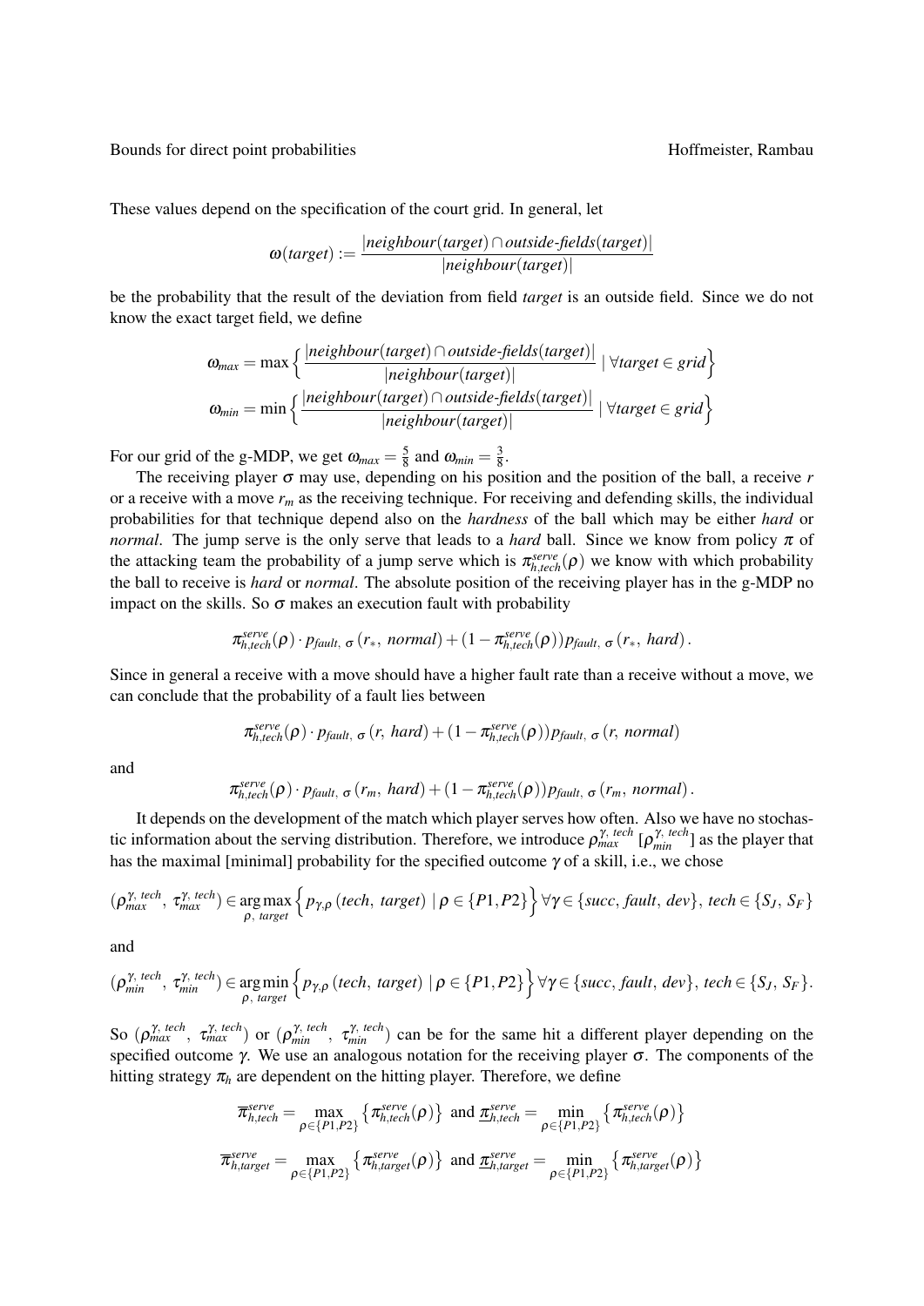These values depend on the specification of the court grid. In general, let

$$\omega(target) := \frac{|neighbour(target) \cap outside\text{-}fields(target)|}{|neighbour(target)|}$$

be the probability that the result of the deviation from field *target* is an outside field. Since we do not know the exact target field, we define

$$\omega_{max} = \max\Big\{ \frac{|neighbour(target) \cap outside\text{-}fields(target)|}{|neighbour(target)|} \mid \forall target \in grid \Big\}$$

$$\omega_{min} = \min\Big\{ \frac{|neighbour(target) \cap outside\text{-}fields(target)|}{|neighbour(target)|} \mid \forall target \in grid \Big\}$$

For our grid of the g-MDP, we get $\omega_{max} = \frac{5}{8}$ and $\omega_{min} = \frac{3}{8}$.

The receiving player $\sigma$ may use, depending on his position and the position of the ball, a receive $r$ or a receive with a move $r_m$ as the receiving technique. For receiving and defending skills, the individual probabilities for that technique depend also on the *hardness* of the ball which may be either *hard* or *normal*. The jump serve is the only serve that leads to a *hard* ball. Since we know from policy $\pi$ of the attacking team the probability of a jump serve which is $\pi^{serve}_{h,tech}(\rho)$ we know with which probability the ball to receive is *hard* or *normal*. The absolute position of the receiving player has in the g-MDP no impact on the skills. So $\sigma$ makes an execution fault with probability

$$\pi^{serve}_{h,tech}(\rho) \cdot p_{fault,\ \sigma}(r_*,\ normal) + (1-\pi^{serve}_{h,tech}(\rho))p_{fault,\ \sigma}(r_*,\ hard).$$

Since in general a receive with a move should have a higher fault rate than a receive without a move, we can conclude that the probability of a fault lies between

$$\pi^{serve}_{h,tech}(\rho) \cdot p_{fault,\ \sigma}(r,\ hard) + (1-\pi^{serve}_{h,tech}(\rho))p_{fault,\ \sigma}(r,\ normal)$$

and

$$\pi^{serve}_{h,tech}(\rho) \cdot p_{fault,\ \sigma}(r_m,\ hard) + (1-\pi^{serve}_{h,tech}(\rho))p_{fault,\ \sigma}(r_m,\ normal).$$

It depends on the development of the match which player serves how often. Also we have no stochastic information about the serving distribution. Therefore, we introduce $\rho^{\gamma,\ tech}_{max}$ [$\rho^{\gamma,\ tech}_{min}$] as the player that has the maximal [minimal] probability for the specified outcome $\gamma$ of a skill, i.e., we chose

$$(\rho^{\gamma,\ tech}_{max},\ \tau^{\gamma,\ tech}_{max}) \in \underset{\rho,\ target}{\arg\max} \Big\{ p_{\gamma,\rho}(tech,\ target) \mid \rho \in \{P1, P2\} \Big\} \forall \gamma \in \{succ,\ fault,\ dev\},\ tech \in \{S_J,\ S_F\}$$

and

$$(\rho^{\gamma,\ tech}_{min},\ \tau^{\gamma,\ tech}_{min}) \in \underset{\rho,\ target}{\arg\min} \Big\{ p_{\gamma,\rho}(tech,\ target) \mid \rho \in \{P1, P2\} \Big\} \forall \gamma \in \{succ,\ fault,\ dev\},\ tech \in \{S_J,\ S_F\}.$$

So $(\rho^{\gamma,\ tech}_{max},\ \tau^{\gamma,\ tech}_{max})$ or $(\rho^{\gamma,\ tech}_{min},\ \tau^{\gamma,\ tech}_{min})$ can be for the same hit a different player depending on the specified outcome $\gamma$. We use an analogous notation for the receiving player $\sigma$. The components of the hitting strategy $\pi_h$ are dependent on the hitting player. Therefore, we define

$$\overline{\pi}^{serve}_{h,tech} = \max_{\rho \in \{P1,P2\}} \big\{ \pi^{serve}_{h,tech}(\rho) \big\} \text{ and } \underline{\pi}^{serve}_{h,tech} = \min_{\rho \in \{P1,P2\}} \big\{ \pi^{serve}_{h,tech}(\rho) \big\}$$

$$\overline{\pi}^{serve}_{h,target} = \max_{\rho \in \{P1,P2\}} \big\{ \pi^{serve}_{h,target}(\rho) \big\} \text{ and } \underline{\pi}^{serve}_{h,target} = \min_{\rho \in \{P1,P2\}} \big\{ \pi^{serve}_{h,target}(\rho) \big\}$$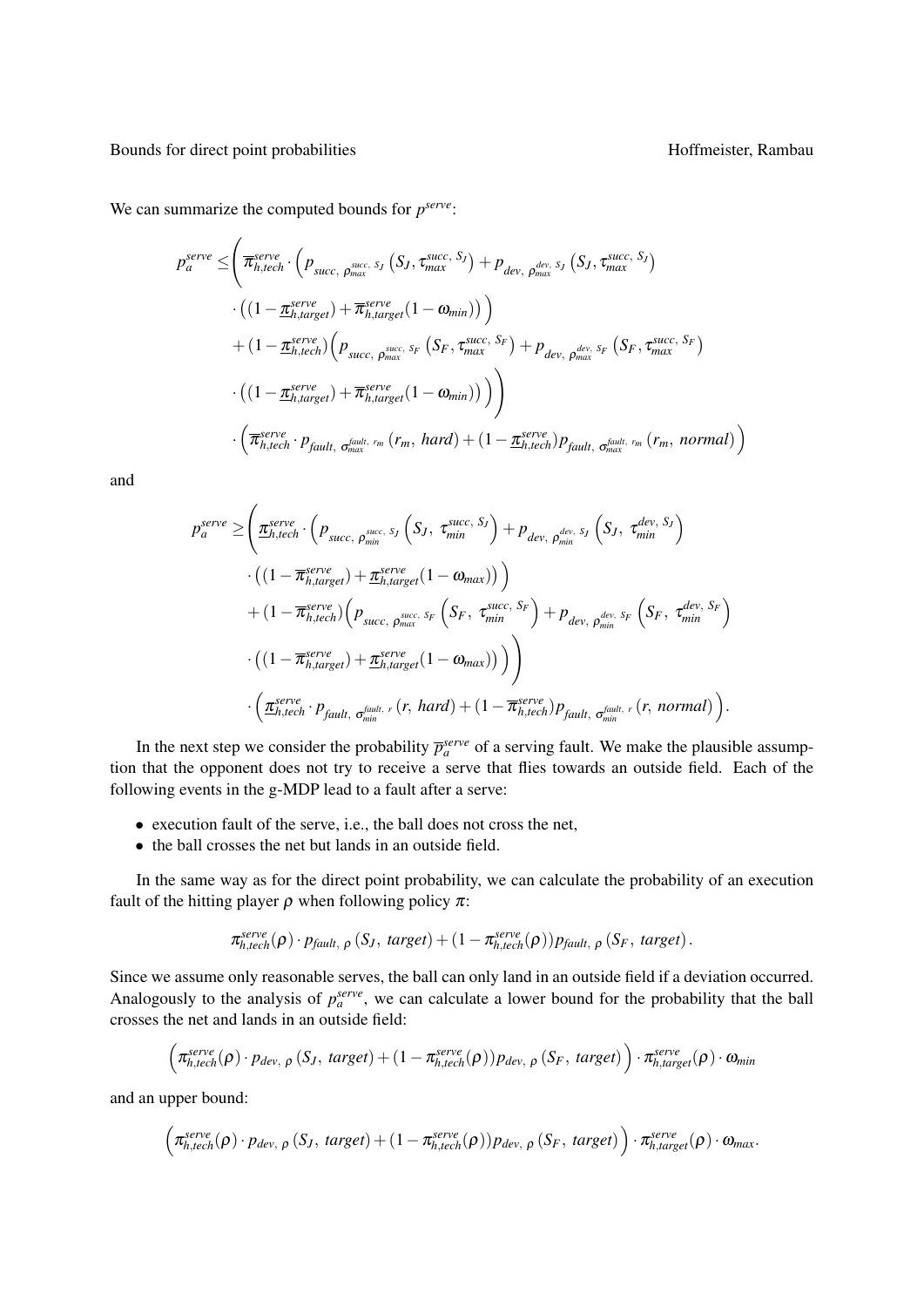We can summarize the computed bounds for $p^{serve}$:

$$
\begin{aligned}
p_a^{serve} \leq \Bigg( & \overline{\pi}_{h,tech}^{serve} \cdot \Big( p_{succ,\ \rho_{max}^{succ,\ S_J}} \left(S_J, \tau_{max}^{succ,\ S_J}\right) + p_{dev,\ \rho_{max}^{dev,\ S_J}} \left(S_J, \tau_{max}^{succ,\ S_J}\right) \\
& \cdot \left( (1 - \underline{\pi}_{h,target}^{serve}) + \overline{\pi}_{h,target}^{serve}(1 - \omega_{min}) \right) \Big) \\
& + (1 - \underline{\pi}_{h,tech}^{serve}) \Big( p_{succ,\ \rho_{max}^{succ,\ S_F}} \left(S_F, \tau_{max}^{succ,\ S_F}\right) + p_{dev,\ \rho_{max}^{dev,\ S_F}} \left(S_F, \tau_{max}^{succ,\ S_F}\right) \\
& \cdot \left( (1 - \underline{\pi}_{h,target}^{serve}) + \overline{\pi}_{h,target}^{serve}(1 - \omega_{min}) \right) \Big) \Bigg) \\
& \cdot \Big( \overline{\pi}_{h,tech}^{serve} \cdot p_{fault,\ \sigma_{max}^{fault,\ r_m}} (r_m,\ hard) + (1 - \underline{\pi}_{h,tech}^{serve}) p_{fault,\ \sigma_{max}^{fault,\ r_m}} (r_m,\ normal) \Big)
\end{aligned}
$$

and

$$
\begin{aligned}
p_a^{serve} \geq \Bigg( & \underline{\pi}_{h,tech}^{serve} \cdot \Big( p_{succ,\ \rho_{min}^{succ,\ S_J}} \left(S_J,\ \tau_{min}^{succ,\ S_J}\right) + p_{dev,\ \rho_{min}^{dev,\ S_J}} \left(S_J,\ \tau_{min}^{dev,\ S_J}\right) \\
& \cdot \left( (1 - \overline{\pi}_{h,target}^{serve}) + \underline{\pi}_{h,target}^{serve}(1 - \omega_{max}) \right) \Big) \\
& + (1 - \overline{\pi}_{h,tech}^{serve}) \Big( p_{succ,\ \rho_{max}^{succ,\ S_F}} \left(S_F,\ \tau_{min}^{succ,\ S_F}\right) + p_{dev,\ \rho_{min}^{dev,\ S_F}} \left(S_F,\ \tau_{min}^{dev,\ S_F}\right) \\
& \cdot \left( (1 - \overline{\pi}_{h,target}^{serve}) + \underline{\pi}_{h,target}^{serve}(1 - \omega_{max}) \right) \Big) \Bigg) \\
& \cdot \Big( \underline{\pi}_{h,tech}^{serve} \cdot p_{fault,\ \sigma_{min}^{fault,\ r}} (r,\ hard) + (1 - \overline{\pi}_{h,tech}^{serve}) p_{fault,\ \sigma_{min}^{fault,\ r}} (r,\ normal) \Big).
\end{aligned}
$$

In the next step we consider the probability $\overline{p}_a^{serve}$ of a serving fault. We make the plausible assumption that the opponent does not try to receive a serve that flies towards an outside field. Each of the following events in the g-MDP lead to a fault after a serve:

- execution fault of the serve, i.e., the ball does not cross the net,
- the ball crosses the net but lands in an outside field.

In the same way as for the direct point probability, we can calculate the probability of an execution fault of the hitting player $\rho$ when following policy $\pi$:

$$
\pi_{h,tech}^{serve}(\rho) \cdot p_{fault,\ \rho}(S_J,\ target) + (1 - \pi_{h,tech}^{serve}(\rho)) p_{fault,\ \rho}(S_F,\ target).
$$

Since we assume only reasonable serves, the ball can only land in an outside field if a deviation occurred. Analogously to the analysis of $p_a^{serve}$, we can calculate a lower bound for the probability that the ball crosses the net and lands in an outside field:

$$
\Big( \pi_{h,tech}^{serve}(\rho) \cdot p_{dev,\ \rho}(S_J,\ target) + (1 - \pi_{h,tech}^{serve}(\rho)) p_{dev,\ \rho}(S_F,\ target) \Big) \cdot \pi_{h,target}^{serve}(\rho) \cdot \omega_{min}
$$

and an upper bound:

$$
\Big( \pi_{h,tech}^{serve}(\rho) \cdot p_{dev,\ \rho}(S_J,\ target) + (1 - \pi_{h,tech}^{serve}(\rho)) p_{dev,\ \rho}(S_F,\ target) \Big) \cdot \pi_{h,target}^{serve}(\rho) \cdot \omega_{max}.
$$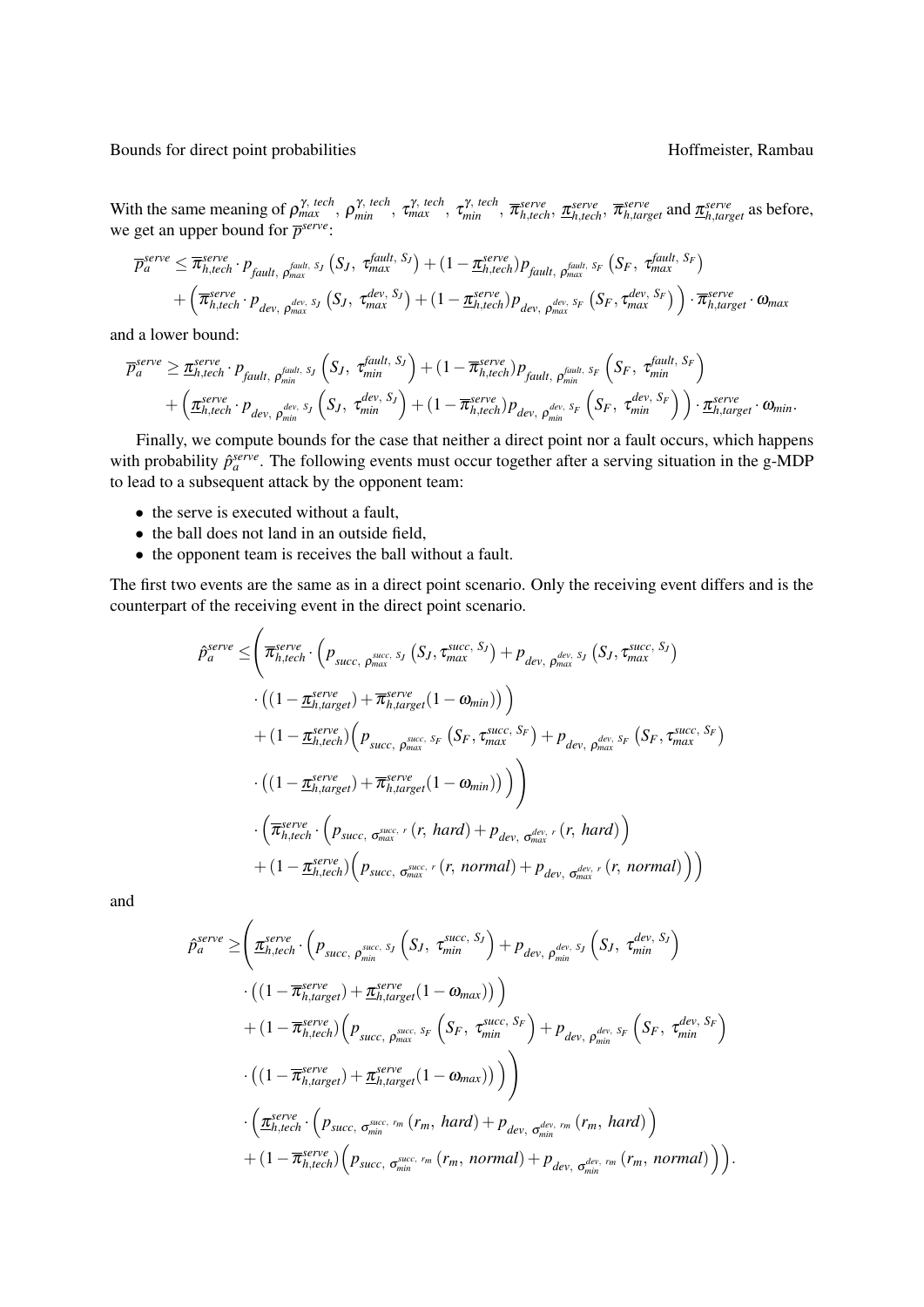With the same meaning of $\rho^{\gamma,\ tech}_{max}$, $\rho^{\gamma,\ tech}_{min}$, $\tau^{\gamma,\ tech}_{max}$, $\tau^{\gamma,\ tech}_{min}$, $\overline{\pi}^{serve}_{h,tech}$, $\underline{\pi}^{serve}_{h,tech}$, $\overline{\pi}^{serve}_{h,target}$ and $\underline{\pi}^{serve}_{h,target}$ as before, we get an upper bound for $\overline{p}^{serve}$:

$$
\begin{aligned}
\overline{p}^{serve}_a \leq\ & \overline{\pi}^{serve}_{h,tech} \cdot p_{fault,\ \rho^{fault,\ S_J}_{max}}\left(S_J,\ \tau^{fault,\ S_J}_{max}\right) + (1-\underline{\pi}^{serve}_{h,tech}) p_{fault,\ \rho^{fault,\ S_F}_{max}}\left(S_F,\ \tau^{fault,\ S_F}_{max}\right) \\
&+ \left(\overline{\pi}^{serve}_{h,tech} \cdot p_{dev,\ \rho^{dev,\ S_J}_{max}}\left(S_J,\ \tau^{dev,\ S_J}_{max}\right) + (1-\underline{\pi}^{serve}_{h,tech}) p_{dev,\ \rho^{dev,\ S_F}_{max}}\left(S_F, \tau^{dev,\ S_F}_{max}\right)\right) \cdot \overline{\pi}^{serve}_{h,target} \cdot \omega_{max}
\end{aligned}
$$

and a lower bound:

$$
\begin{aligned}
\overline{p}^{serve}_a \geq\ & \underline{\pi}^{serve}_{h,tech} \cdot p_{fault,\ \rho^{fault,\ S_J}_{min}}\left(S_J,\ \tau^{fault,\ S_J}_{min}\right) + (1-\overline{\pi}^{serve}_{h,tech}) p_{fault,\ \rho^{fault,\ S_F}_{min}}\left(S_F,\ \tau^{fault,\ S_F}_{min}\right) \\
&+ \left(\underline{\pi}^{serve}_{h,tech} \cdot p_{dev,\ \rho^{dev,\ S_J}_{min}}\left(S_J,\ \tau^{dev,\ S_J}_{min}\right) + (1-\overline{\pi}^{serve}_{h,tech}) p_{dev,\ \rho^{dev,\ S_F}_{min}}\left(S_F,\ \tau^{dev,\ S_F}_{min}\right)\right) \cdot \underline{\pi}^{serve}_{h,target} \cdot \omega_{min}.
\end{aligned}
$$

Finally, we compute bounds for the case that neither a direct point nor a fault occurs, which happens with probability $\hat{p}^{serve}_a$. The following events must occur together after a serving situation in the g-MDP to lead to a subsequent attack by the opponent team:

- the serve is executed without a fault,
- the ball does not land in an outside field,
- the opponent team is receives the ball without a fault.

The first two events are the same as in a direct point scenario. Only the receiving event differs and is the counterpart of the receiving event in the direct point scenario.

$$
\begin{aligned}
\hat{p}^{serve}_a \leq & \Bigg( \overline{\pi}^{serve}_{h,tech} \cdot \left( p_{succ,\ \rho^{succ,\ S_J}_{max}}\left(S_J, \tau^{succ,\ S_J}_{max}\right) + p_{dev,\ \rho^{dev,\ S_J}_{max}}\left(S_J, \tau^{succ,\ S_J}_{max}\right) \right. \\
&\left. \cdot \left( (1-\underline{\pi}^{serve}_{h,target}) + \overline{\pi}^{serve}_{h,target}(1-\omega_{min}) \right) \right) \\
&+ (1-\underline{\pi}^{serve}_{h,tech}) \Big( p_{succ,\ \rho^{succ,\ S_F}_{max}}\left(S_F, \tau^{succ,\ S_F}_{max}\right) + p_{dev,\ \rho^{dev,\ S_F}_{max}}\left(S_F, \tau^{succ,\ S_F}_{max}\right) \\
&\cdot \left( (1-\underline{\pi}^{serve}_{h,target}) + \overline{\pi}^{serve}_{h,target}(1-\omega_{min}) \right) \Big) \Bigg) \\
&\cdot \Big( \overline{\pi}^{serve}_{h,tech} \cdot \left( p_{succ,\ \sigma^{succ,\ r}_{max}}(r,\ hard) + p_{dev,\ \sigma^{dev,\ r}_{max}}(r,\ hard) \right) \\
&+ (1-\underline{\pi}^{serve}_{h,tech}) \left( p_{succ,\ \sigma^{succ,\ r}_{max}}(r,\ normal) + p_{dev,\ \sigma^{dev,\ r}_{max}}(r,\ normal) \right) \Big)
\end{aligned}
$$

and

$$
\begin{aligned}
\hat{p}^{serve}_a \geq & \Bigg( \underline{\pi}^{serve}_{h,tech} \cdot \left( p_{succ,\ \rho^{succ,\ S_J}_{min}}\left(S_J,\ \tau^{succ,\ S_J}_{min}\right) + p_{dev,\ \rho^{dev,\ S_J}_{min}}\left(S_J,\ \tau^{dev,\ S_J}_{min}\right) \right. \\
&\left. \cdot \left( (1-\overline{\pi}^{serve}_{h,target}) + \underline{\pi}^{serve}_{h,target}(1-\omega_{max}) \right) \right) \\
&+ (1-\overline{\pi}^{serve}_{h,tech}) \Big( p_{succ,\ \rho^{succ,\ S_F}_{max}}\left(S_F,\ \tau^{succ,\ S_F}_{min}\right) + p_{dev,\ \rho^{dev,\ S_F}_{min}}\left(S_F,\ \tau^{dev,\ S_F}_{min}\right) \\
&\cdot \left( (1-\overline{\pi}^{serve}_{h,target}) + \underline{\pi}^{serve}_{h,target}(1-\omega_{max}) \right) \Big) \Bigg) \\
&\cdot \Big( \underline{\pi}^{serve}_{h,tech} \cdot \left( p_{succ,\ \sigma^{succ,\ r_m}_{min}}(r_m,\ hard) + p_{dev,\ \sigma^{dev,\ r_m}_{min}}(r_m,\ hard) \right) \\
&+ (1-\overline{\pi}^{serve}_{h,tech}) \left( p_{succ,\ \sigma^{succ,\ r_m}_{min}}(r_m,\ normal) + p_{dev,\ \sigma^{dev,\ r_m}_{min}}(r_m,\ normal) \right) \Big).
\end{aligned}
$$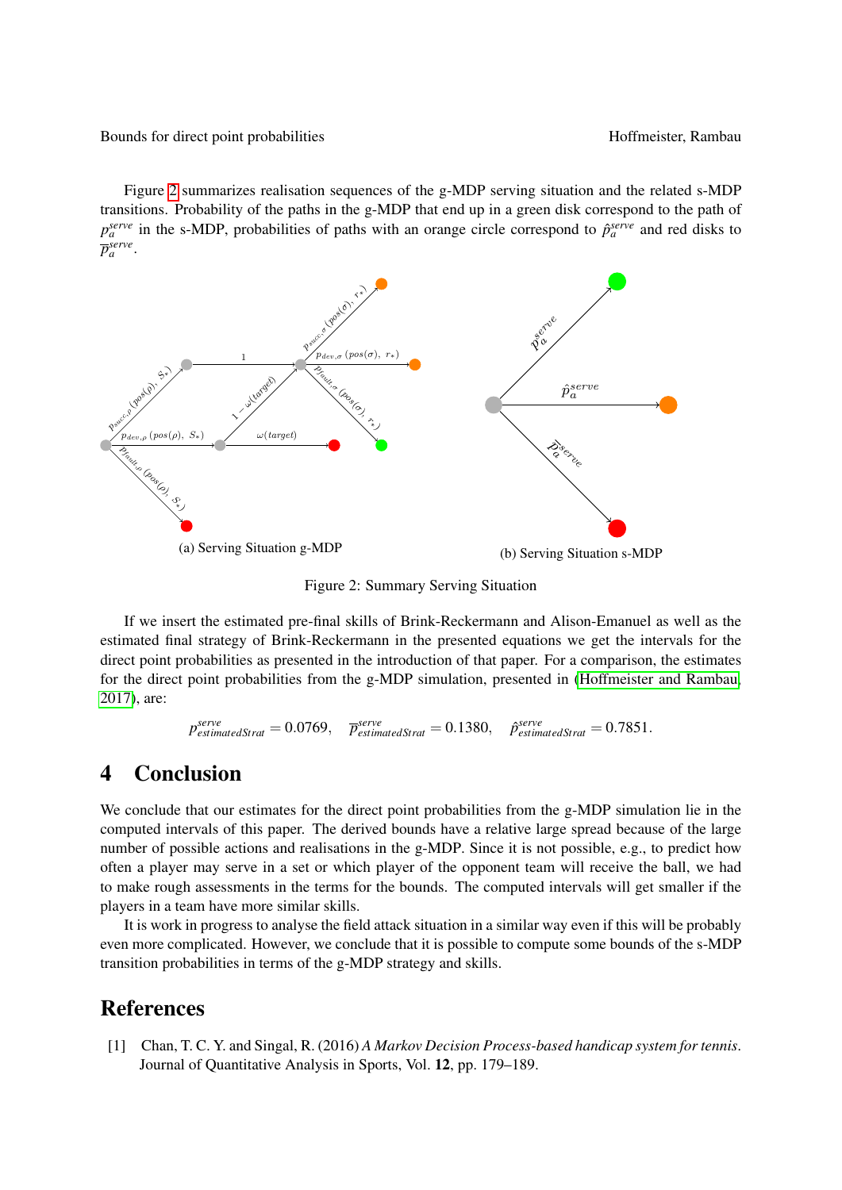Figure 2 summarizes realisation sequences of the g-MDP serving situation and the related s-MDP transitions. Probability of the paths in the g-MDP that end up in a green disk correspond to the path of $p_a^{serve}$ in the s-MDP, probabilities of paths with an orange circle correspond to $\hat{p}_a^{serve}$ and red disks to $\overline{p}_a^{serve}$.

(a) Serving Situation g-MDP

(b) Serving Situation s-MDP

Figure 2: Summary Serving Situation

If we insert the estimated pre-final skills of Brink-Reckermann and Alison-Emanuel as well as the estimated final strategy of Brink-Reckermann in the presented equations we get the intervals for the direct point probabilities as presented in the introduction of that paper. For a comparison, the estimates for the direct point probabilities from the g-MDP simulation, presented in (Hoffmeister and Rambau, 2017), are:

$$p_{estimatedStrat}^{serve} = 0.0769, \quad \overline{p}_{estimatedStrat}^{serve} = 0.1380, \quad \hat{p}_{estimatedStrat}^{serve} = 0.7851.$$

# 4 Conclusion

We conclude that our estimates for the direct point probabilities from the g-MDP simulation lie in the computed intervals of this paper. The derived bounds have a relative large spread because of the large number of possible actions and realisations in the g-MDP. Since it is not possible, e.g., to predict how often a player may serve in a set or which player of the opponent team will receive the ball, we had to make rough assessments in the terms for the bounds. The computed intervals will get smaller if the players in a team have more similar skills.

It is work in progress to analyse the field attack situation in a similar way even if this will be probably even more complicated. However, we conclude that it is possible to compute some bounds of the s-MDP transition probabilities in terms of the g-MDP strategy and skills.

# References

[1] Chan, T. C. Y. and Singal, R. (2016) *A Markov Decision Process-based handicap system for tennis*. Journal of Quantitative Analysis in Sports, Vol. **12**, pp. 179–189.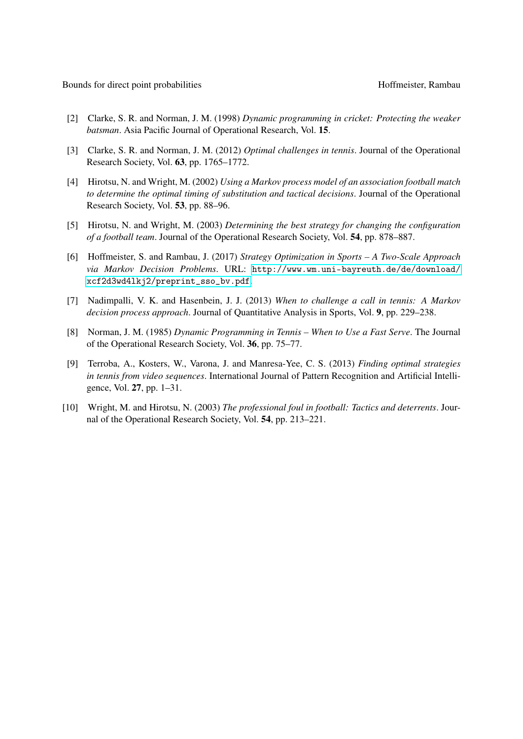[2] Clarke, S. R. and Norman, J. M. (1998) *Dynamic programming in cricket: Protecting the weaker batsman*. Asia Pacific Journal of Operational Research, Vol. **15**.

[3] Clarke, S. R. and Norman, J. M. (2012) *Optimal challenges in tennis*. Journal of the Operational Research Society, Vol. **63**, pp. 1765–1772.

[4] Hirotsu, N. and Wright, M. (2002) *Using a Markov process model of an association football match to determine the optimal timing of substitution and tactical decisions*. Journal of the Operational Research Society, Vol. **53**, pp. 88–96.

[5] Hirotsu, N. and Wright, M. (2003) *Determining the best strategy for changing the configuration of a football team*. Journal of the Operational Research Society, Vol. **54**, pp. 878–887.

[6] Hoffmeister, S. and Rambau, J. (2017) *Strategy Optimization in Sports – A Two-Scale Approach via Markov Decision Problems*. URL: http://www.wm.uni-bayreuth.de/de/download/xcf2d3wd4lkj2/preprint_sso_bv.pdf.

[7] Nadimpalli, V. K. and Hasenbein, J. J. (2013) *When to challenge a call in tennis: A Markov decision process approach*. Journal of Quantitative Analysis in Sports, Vol. **9**, pp. 229–238.

[8] Norman, J. M. (1985) *Dynamic Programming in Tennis – When to Use a Fast Serve*. The Journal of the Operational Research Society, Vol. **36**, pp. 75–77.

[9] Terroba, A., Kosters, W., Varona, J. and Manresa-Yee, C. S. (2013) *Finding optimal strategies in tennis from video sequences*. International Journal of Pattern Recognition and Artificial Intelligence, Vol. **27**, pp. 1–31.

[10] Wright, M. and Hirotsu, N. (2003) *The professional foul in football: Tactics and deterrents*. Journal of the Operational Research Society, Vol. **54**, pp. 213–221.